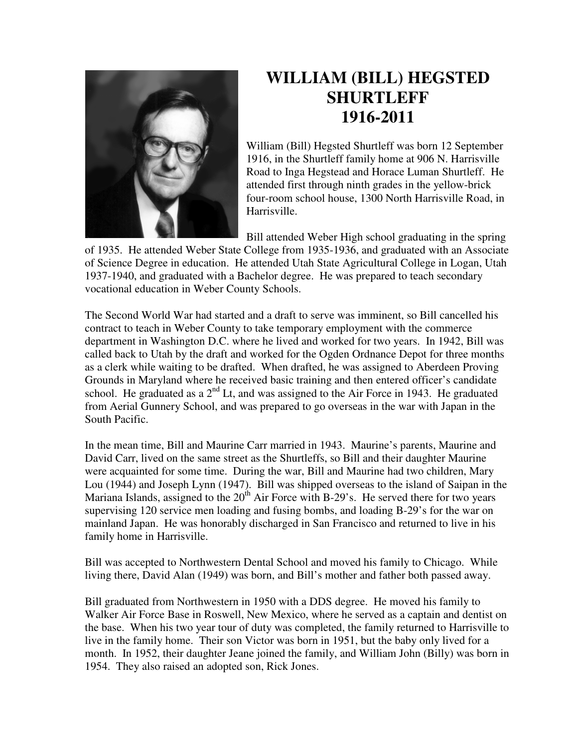# WILLIAM (BILL) HEGSTED SHURTLEFF 1916-2011

William (Bill) Hegsted Shurtleff was born 12 September 1916, in the Shurtleff family home at 906 N. Harrisville Road to Inga Hegstead and Horace Luman Shurtleff. He attended first through ninth grades in the yellow-brick four-room school house, 1300 North Harrisville Road, in Harrisville.

Bill attended Weber High school graduating in the spring of 1935. He attended Weber State College from 1935-1936, and graduated with an Associate of Science Degree in education. He attended Utah State Agricultural College in Logan, Utah 1937-1940, and graduated with a Bachelor degree. He was prepared to teach secondary vocational education in Weber County Schools.

The Second World War had started and a draft to serve was imminent, so Bill cancelled his contract to teach in Weber County to take temporary employment with the commerce department in Washington D.C. where he lived and worked for two years. In 1942, Bill was called back to Utah by the draft and worked for the Ogden Ordnance Depot for three months as a clerk while waiting to be drafted. When drafted, he was assigned to Aberdeen Proving Grounds in Maryland where he received basic training and then entered officer's candidate school. He graduated as a 2nd Lt, and was assigned to the Air Force in 1943. He graduated from Aerial Gunnery School, and was prepared to go overseas in the war with Japan in the South Pacific.

In the mean time, Bill and Maurine Carr married in 1943. Maurine's parents, Maurine and David Carr, lived on the same street as the Shurtleffs, so Bill and their daughter Maurine were acquainted for some time. During the war, Bill and Maurine had two children, Mary Lou (1944) and Joseph Lynn (1947). Bill was shipped overseas to the island of Saipan in the Mariana Islands, assigned to the 20th Air Force with B-29's. He served there for two years supervising 120 service men loading and fusing bombs, and loading B-29's for the war on mainland Japan. He was honorably discharged in San Francisco and returned to live in his family home in Harrisville.

Bill was accepted to Northwestern Dental School and moved his family to Chicago. While living there, David Alan (1949) was born, and Bill's mother and father both passed away.

Bill graduated from Northwestern in 1950 with a DDS degree. He moved his family to Walker Air Force Base in Roswell, New Mexico, where he served as a captain and dentist on the base. When his two year tour of duty was completed, the family returned to Harrisville to live in the family home. Their son Victor was born in 1951, but the baby only lived for a month. In 1952, their daughter Jeane joined the family, and William John (Billy) was born in 1954. They also raised an adopted son, Rick Jones.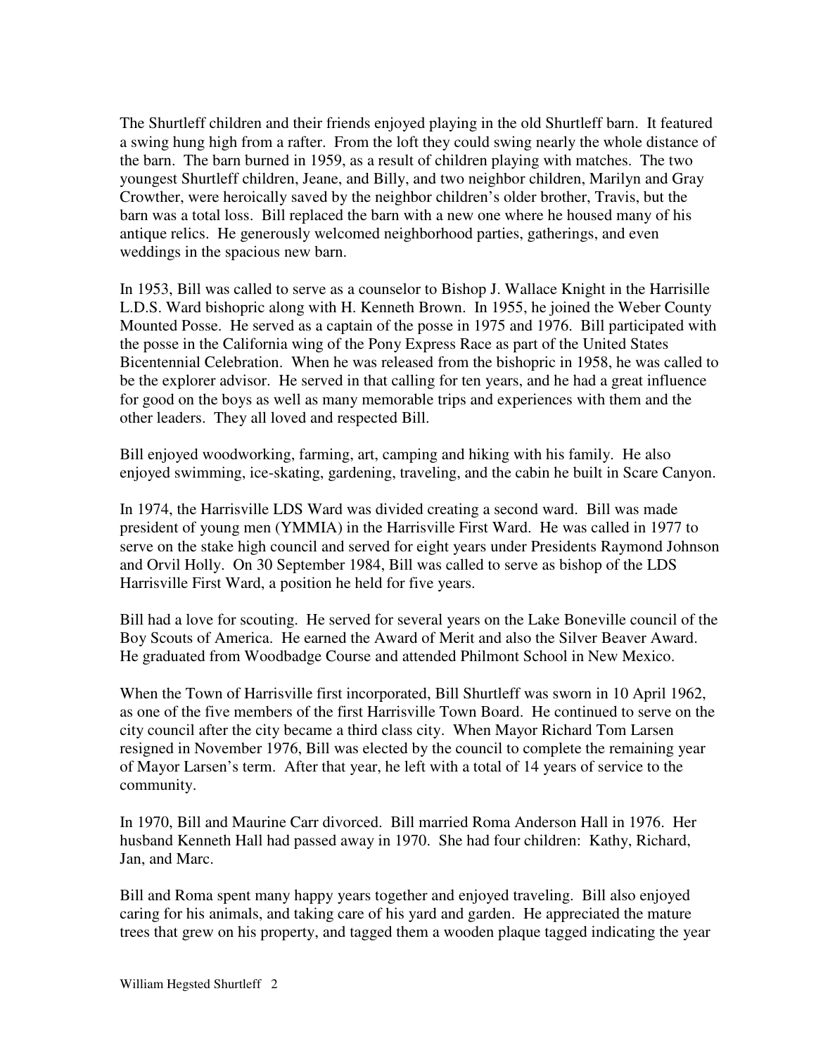The Shurtleff children and their friends enjoyed playing in the old Shurtleff barn. It featured a swing hung high from a rafter. From the loft they could swing nearly the whole distance of the barn. The barn burned in 1959, as a result of children playing with matches. The two youngest Shurtleff children, Jeane, and Billy, and two neighbor children, Marilyn and Gray Crowther, were heroically saved by the neighbor children's older brother, Travis, but the barn was a total loss. Bill replaced the barn with a new one where he housed many of his antique relics. He generously welcomed neighborhood parties, gatherings, and even weddings in the spacious new barn.

In 1953, Bill was called to serve as a counselor to Bishop J. Wallace Knight in the Harrisille L.D.S. Ward bishopric along with H. Kenneth Brown. In 1955, he joined the Weber County Mounted Posse. He served as a captain of the posse in 1975 and 1976. Bill participated with the posse in the California wing of the Pony Express Race as part of the United States Bicentennial Celebration. When he was released from the bishopric in 1958, he was called to be the explorer advisor. He served in that calling for ten years, and he had a great influence for good on the boys as well as many memorable trips and experiences with them and the other leaders. They all loved and respected Bill.

Bill enjoyed woodworking, farming, art, camping and hiking with his family. He also enjoyed swimming, ice-skating, gardening, traveling, and the cabin he built in Scare Canyon.

In 1974, the Harrisville LDS Ward was divided creating a second ward. Bill was made president of young men (YMMIA) in the Harrisville First Ward. He was called in 1977 to serve on the stake high council and served for eight years under Presidents Raymond Johnson and Orvil Holly. On 30 September 1984, Bill was called to serve as bishop of the LDS Harrisville First Ward, a position he held for five years.

Bill had a love for scouting. He served for several years on the Lake Boneville council of the Boy Scouts of America. He earned the Award of Merit and also the Silver Beaver Award. He graduated from Woodbadge Course and attended Philmont School in New Mexico.

When the Town of Harrisville first incorporated, Bill Shurtleff was sworn in 10 April 1962, as one of the five members of the first Harrisville Town Board. He continued to serve on the city council after the city became a third class city. When Mayor Richard Tom Larsen resigned in November 1976, Bill was elected by the council to complete the remaining year of Mayor Larsen's term. After that year, he left with a total of 14 years of service to the community.

In 1970, Bill and Maurine Carr divorced. Bill married Roma Anderson Hall in 1976. Her husband Kenneth Hall had passed away in 1970. She had four children: Kathy, Richard, Jan, and Marc.

Bill and Roma spent many happy years together and enjoyed traveling. Bill also enjoyed caring for his animals, and taking care of his yard and garden. He appreciated the mature trees that grew on his property, and tagged them a wooden plaque tagged indicating the year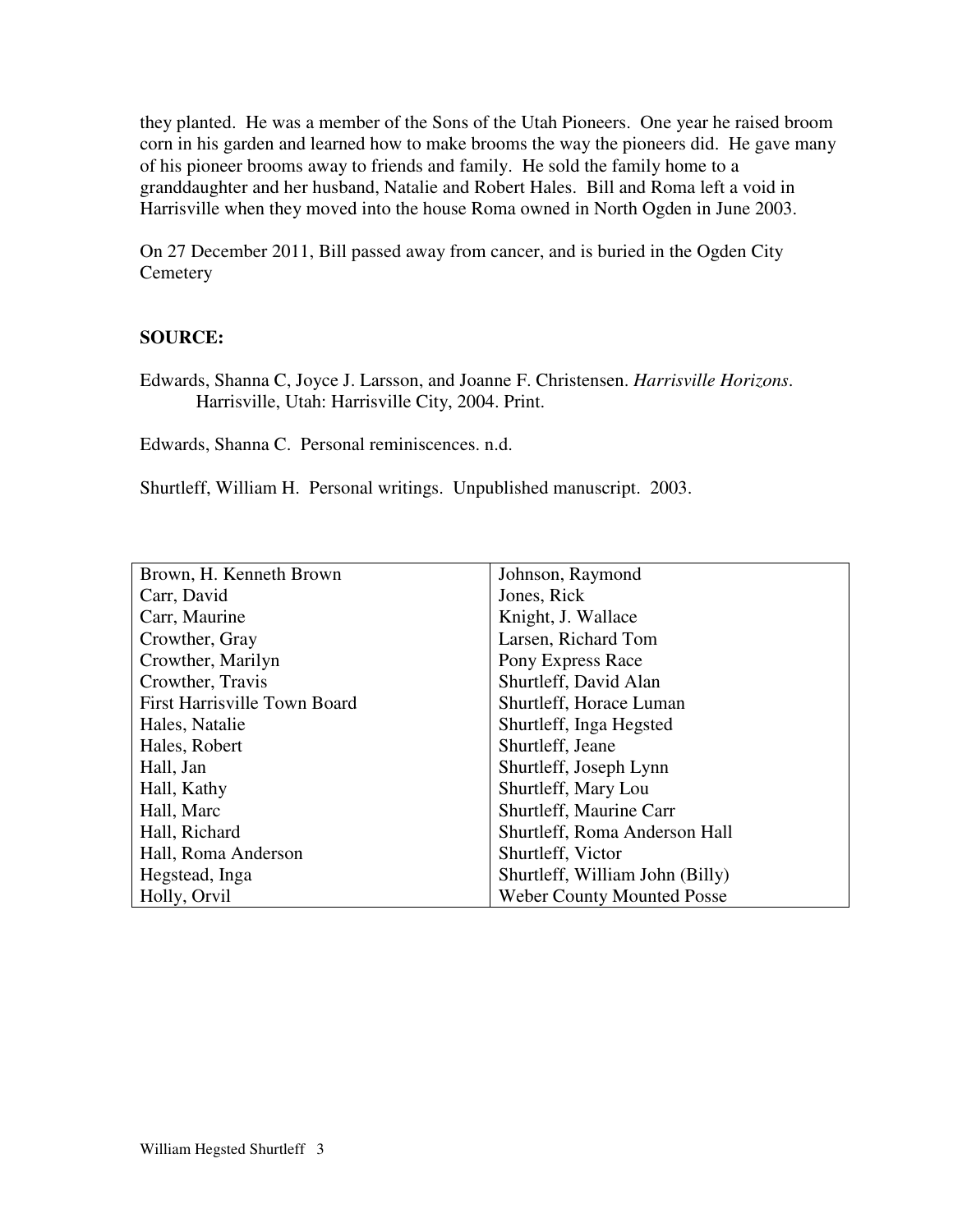they planted. He was a member of the Sons of the Utah Pioneers. One year he raised broom corn in his garden and learned how to make brooms the way the pioneers did. He gave many of his pioneer brooms away to friends and family. He sold the family home to a granddaughter and her husband, Natalie and Robert Hales. Bill and Roma left a void in Harrisville when they moved into the house Roma owned in North Ogden in June 2003.

On 27 December 2011, Bill passed away from cancer, and is buried in the Ogden City Cemetery

**SOURCE:**

Edwards, Shanna C, Joyce J. Larsson, and Joanne F. Christensen. *Harrisville Horizons*. Harrisville, Utah: Harrisville City, 2004. Print.

Edwards, Shanna C. Personal reminiscences. n.d.

Shurtleff, William H. Personal writings. Unpublished manuscript. 2003.

| | |
|---|---|
| Brown, H. Kenneth Brown | Johnson, Raymond |
| Carr, David | Jones, Rick |
| Carr, Maurine | Knight, J. Wallace |
| Crowther, Gray | Larsen, Richard Tom |
| Crowther, Marilyn | Pony Express Race |
| Crowther, Travis | Shurtleff, David Alan |
| First Harrisville Town Board | Shurtleff, Horace Luman |
| Hales, Natalie | Shurtleff, Inga Hegsted |
| Hales, Robert | Shurtleff, Jeane |
| Hall, Jan | Shurtleff, Joseph Lynn |
| Hall, Kathy | Shurtleff, Mary Lou |
| Hall, Marc | Shurtleff, Maurine Carr |
| Hall, Richard | Shurtleff, Roma Anderson Hall |
| Hall, Roma Anderson | Shurtleff, Victor |
| Hegstead, Inga | Shurtleff, William John (Billy) |
| Holly, Orvil | Weber County Mounted Posse |